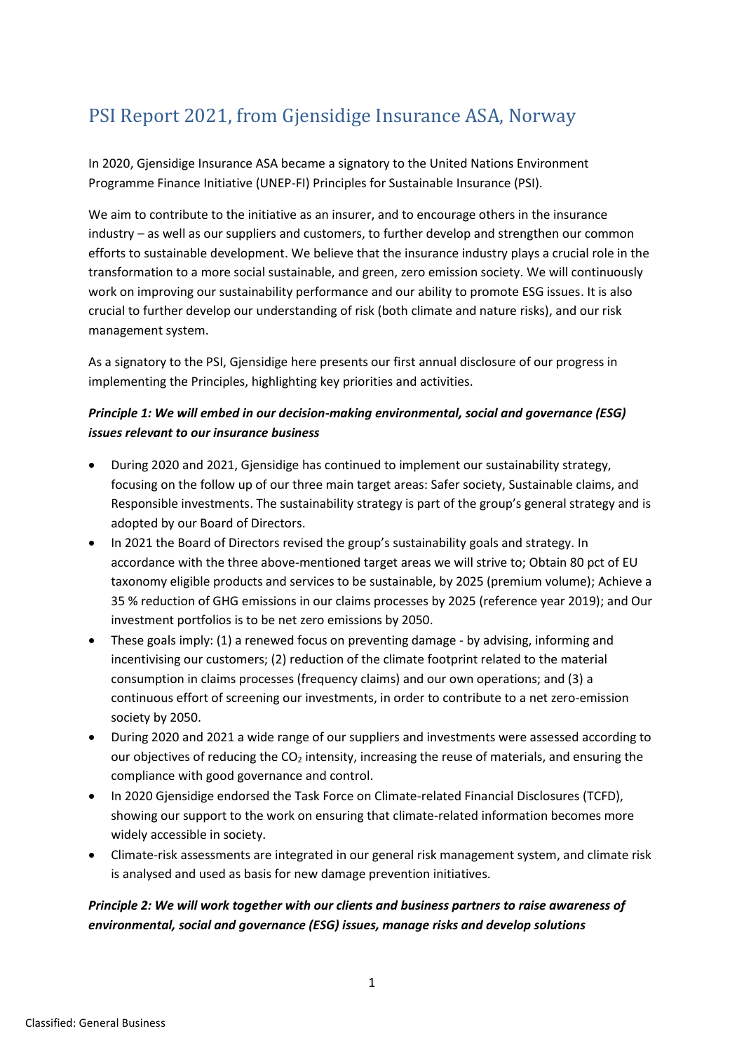# PSI Report 2021, from Gjensidige Insurance ASA, Norway

In 2020, Gjensidige Insurance ASA became a signatory to the United Nations Environment Programme Finance Initiative (UNEP-FI) Principles for Sustainable Insurance (PSI).

We aim to contribute to the initiative as an insurer, and to encourage others in the insurance industry – as well as our suppliers and customers, to further develop and strengthen our common efforts to sustainable development. We believe that the insurance industry plays a crucial role in the transformation to a more social sustainable, and green, zero emission society. We will continuously work on improving our sustainability performance and our ability to promote ESG issues. It is also crucial to further develop our understanding of risk (both climate and nature risks), and our risk management system.

As a signatory to the PSI, Gjensidige here presents our first annual disclosure of our progress in implementing the Principles, highlighting key priorities and activities.

***Principle 1: We will embed in our decision-making environmental, social and governance (ESG) issues relevant to our insurance business***

- During 2020 and 2021, Gjensidige has continued to implement our sustainability strategy, focusing on the follow up of our three main target areas: Safer society, Sustainable claims, and Responsible investments. The sustainability strategy is part of the group's general strategy and is adopted by our Board of Directors.
- In 2021 the Board of Directors revised the group's sustainability goals and strategy. In accordance with the three above-mentioned target areas we will strive to; Obtain 80 pct of EU taxonomy eligible products and services to be sustainable, by 2025 (premium volume); Achieve a 35 % reduction of GHG emissions in our claims processes by 2025 (reference year 2019); and Our investment portfolios is to be net zero emissions by 2050.
- These goals imply: (1) a renewed focus on preventing damage - by advising, informing and incentivising our customers; (2) reduction of the climate footprint related to the material consumption in claims processes (frequency claims) and our own operations; and (3) a continuous effort of screening our investments, in order to contribute to a net zero-emission society by 2050.
- During 2020 and 2021 a wide range of our suppliers and investments were assessed according to our objectives of reducing the $CO_2$ intensity, increasing the reuse of materials, and ensuring the compliance with good governance and control.
- In 2020 Gjensidige endorsed the Task Force on Climate-related Financial Disclosures (TCFD), showing our support to the work on ensuring that climate-related information becomes more widely accessible in society.
- Climate-risk assessments are integrated in our general risk management system, and climate risk is analysed and used as basis for new damage prevention initiatives.

***Principle 2: We will work together with our clients and business partners to raise awareness of environmental, social and governance (ESG) issues, manage risks and develop solutions***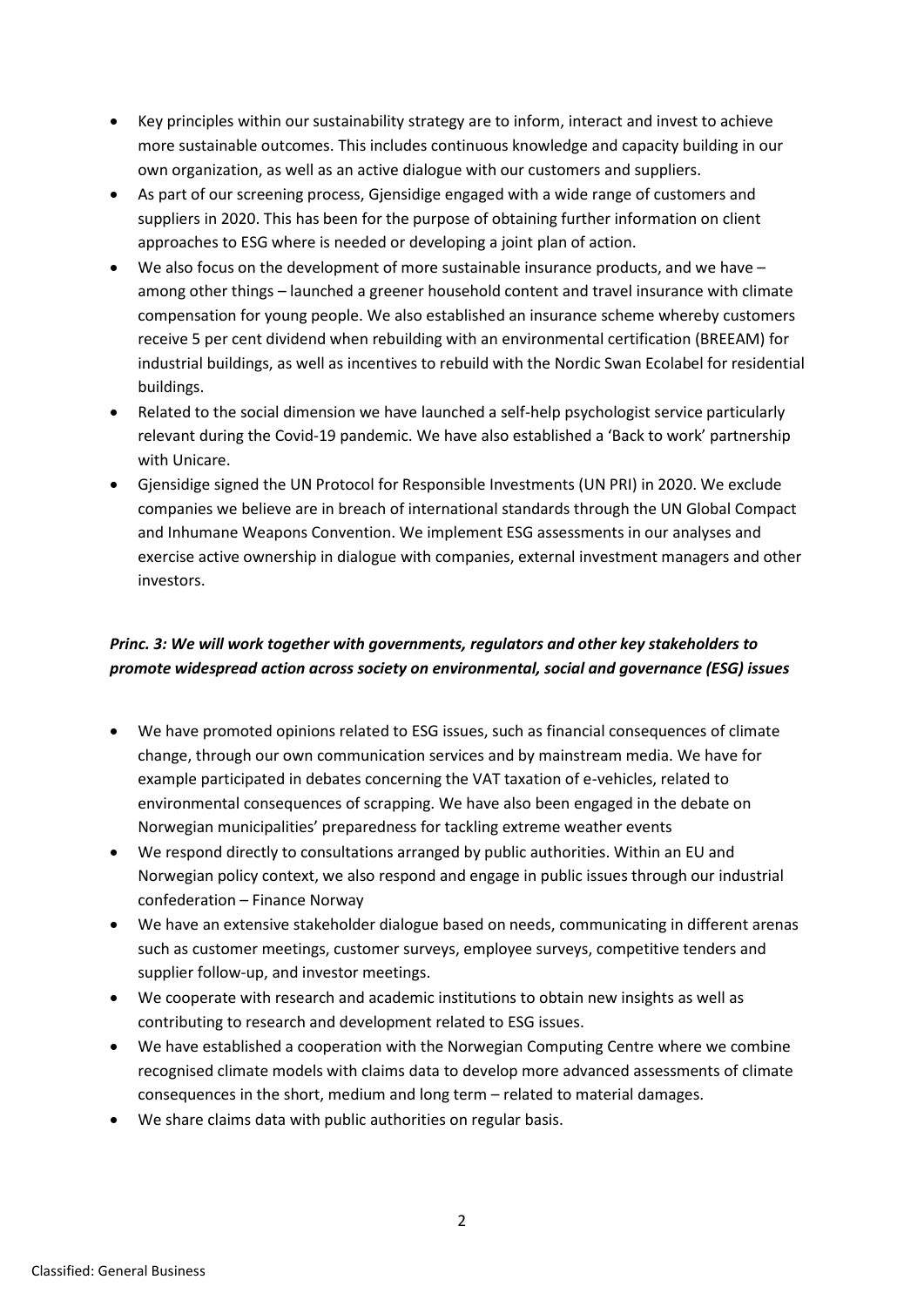- Key principles within our sustainability strategy are to inform, interact and invest to achieve more sustainable outcomes. This includes continuous knowledge and capacity building in our own organization, as well as an active dialogue with our customers and suppliers.
- As part of our screening process, Gjensidige engaged with a wide range of customers and suppliers in 2020. This has been for the purpose of obtaining further information on client approaches to ESG where is needed or developing a joint plan of action.
- We also focus on the development of more sustainable insurance products, and we have – among other things – launched a greener household content and travel insurance with climate compensation for young people. We also established an insurance scheme whereby customers receive 5 per cent dividend when rebuilding with an environmental certification (BREEAM) for industrial buildings, as well as incentives to rebuild with the Nordic Swan Ecolabel for residential buildings.
- Related to the social dimension we have launched a self-help psychologist service particularly relevant during the Covid-19 pandemic. We have also established a 'Back to work' partnership with Unicare.
- Gjensidige signed the UN Protocol for Responsible Investments (UN PRI) in 2020. We exclude companies we believe are in breach of international standards through the UN Global Compact and Inhumane Weapons Convention. We implement ESG assessments in our analyses and exercise active ownership in dialogue with companies, external investment managers and other investors.

***Princ. 3: We will work together with governments, regulators and other key stakeholders to promote widespread action across society on environmental, social and governance (ESG) issues***

- We have promoted opinions related to ESG issues, such as financial consequences of climate change, through our own communication services and by mainstream media. We have for example participated in debates concerning the VAT taxation of e-vehicles, related to environmental consequences of scrapping. We have also been engaged in the debate on Norwegian municipalities' preparedness for tackling extreme weather events
- We respond directly to consultations arranged by public authorities. Within an EU and Norwegian policy context, we also respond and engage in public issues through our industrial confederation – Finance Norway
- We have an extensive stakeholder dialogue based on needs, communicating in different arenas such as customer meetings, customer surveys, employee surveys, competitive tenders and supplier follow-up, and investor meetings.
- We cooperate with research and academic institutions to obtain new insights as well as contributing to research and development related to ESG issues.
- We have established a cooperation with the Norwegian Computing Centre where we combine recognised climate models with claims data to develop more advanced assessments of climate consequences in the short, medium and long term – related to material damages.
- We share claims data with public authorities on regular basis.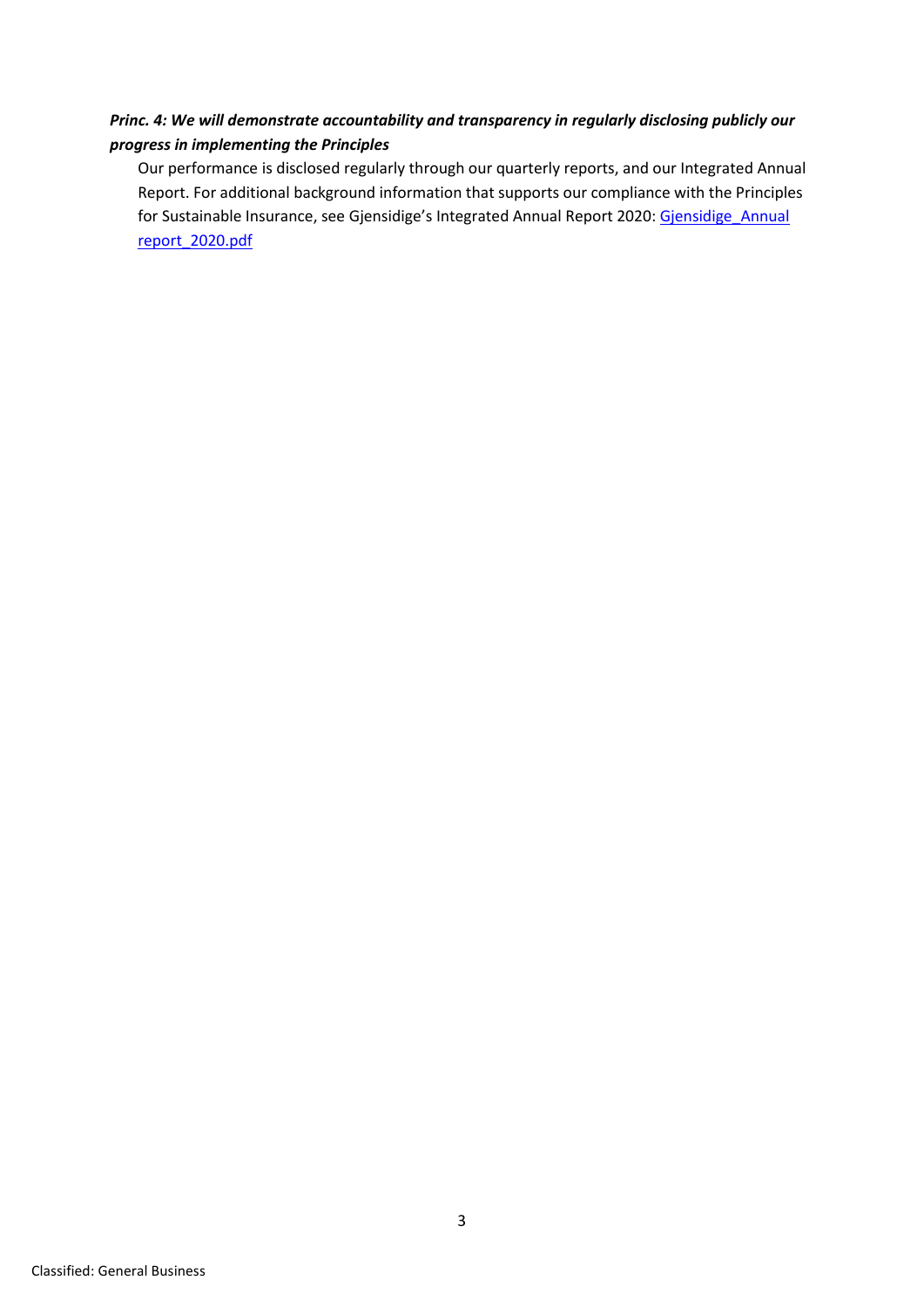***Princ. 4: We will demonstrate accountability and transparency in regularly disclosing publicly our progress in implementing the Principles***

Our performance is disclosed regularly through our quarterly reports, and our Integrated Annual Report. For additional background information that supports our compliance with the Principles for Sustainable Insurance, see Gjensidige's Integrated Annual Report 2020: Gjensidige_Annual report_2020.pdf

Classified: General Business